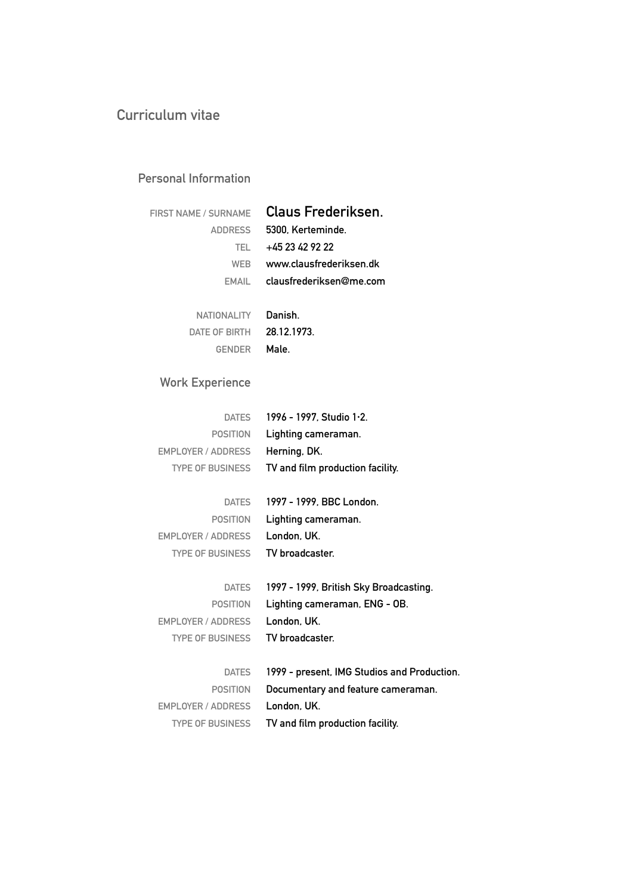# Curriculum vitae

## Personal Information

| | |
|---|---|
| FIRST NAME / SURNAME | **Claus Frederiksen.** |
| ADDRESS | 5300, Kerteminde. |
| TEL | +45 23 42 92 22 |
| WEB | www.clausfrederiksen.dk |
| EMAIL | clausfrederiksen@me.com |
| | |
| NATIONALITY | Danish. |
| DATE OF BIRTH | 28.12.1973. |
| GENDER | Male. |

## Work Experience

| | |
|---|---|
| DATES | 1996 - 1997, Studio 1·2. |
| POSITION | Lighting cameraman. |
| EMPLOYER / ADDRESS | Herning, DK. |
| TYPE OF BUSINESS | TV and film production facility. |
| | |
| DATES | 1997 - 1999, BBC London. |
| POSITION | Lighting cameraman. |
| EMPLOYER / ADDRESS | London, UK. |
| TYPE OF BUSINESS | TV broadcaster. |
| | |
| DATES | 1997 - 1999, British Sky Broadcasting. |
| POSITION | Lighting cameraman, ENG - OB. |
| EMPLOYER / ADDRESS | London, UK. |
| TYPE OF BUSINESS | TV broadcaster. |
| | |
| DATES | 1999 - present, IMG Studios and Production. |
| POSITION | Documentary and feature cameraman. |
| EMPLOYER / ADDRESS | London, UK. |
| TYPE OF BUSINESS | TV and film production facility. |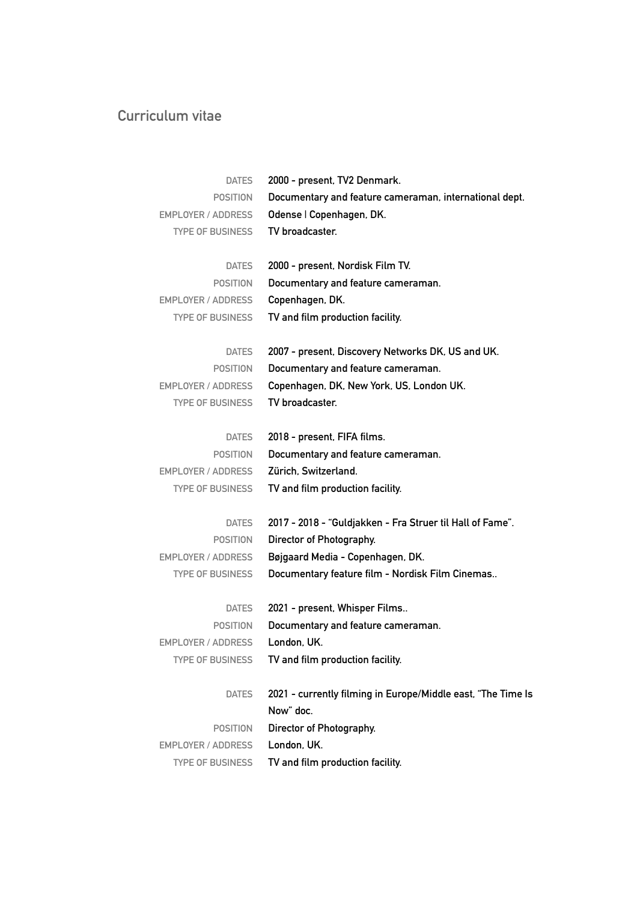# Curriculum vitae

| | |
|---|---|
| DATES | **2000 - present, TV2 Denmark.** |
| POSITION | **Documentary and feature cameraman, international dept.** |
| EMPLOYER / ADDRESS | **Odense | Copenhagen, DK.** |
| TYPE OF BUSINESS | **TV broadcaster.** |
| | |
| DATES | **2000 - present, Nordisk Film TV.** |
| POSITION | **Documentary and feature cameraman.** |
| EMPLOYER / ADDRESS | **Copenhagen, DK.** |
| TYPE OF BUSINESS | **TV and film production facility.** |
| | |
| DATES | **2007 - present, Discovery Networks DK, US and UK.** |
| POSITION | **Documentary and feature cameraman.** |
| EMPLOYER / ADDRESS | **Copenhagen, DK, New York, US, London UK.** |
| TYPE OF BUSINESS | **TV broadcaster.** |
| | |
| DATES | **2018 - present, FIFA films.** |
| POSITION | **Documentary and feature cameraman.** |
| EMPLOYER / ADDRESS | **Zürich, Switzerland.** |
| TYPE OF BUSINESS | **TV and film production facility.** |
| | |
| DATES | **2017 - 2018 - "Guldjakken - Fra Struer til Hall of Fame".** |
| POSITION | **Director of Photography.** |
| EMPLOYER / ADDRESS | **Bøjgaard Media - Copenhagen, DK.** |
| TYPE OF BUSINESS | **Documentary feature film - Nordisk Film Cinemas..** |
| | |
| DATES | **2021 - present, Whisper Films..** |
| POSITION | **Documentary and feature cameraman.** |
| EMPLOYER / ADDRESS | **London, UK.** |
| TYPE OF BUSINESS | **TV and film production facility.** |
| | |
| DATES | **2021 - currently filming in Europe/Middle east, "The Time Is Now" doc.** |
| POSITION | **Director of Photography.** |
| EMPLOYER / ADDRESS | **London, UK.** |
| TYPE OF BUSINESS | **TV and film production facility.** |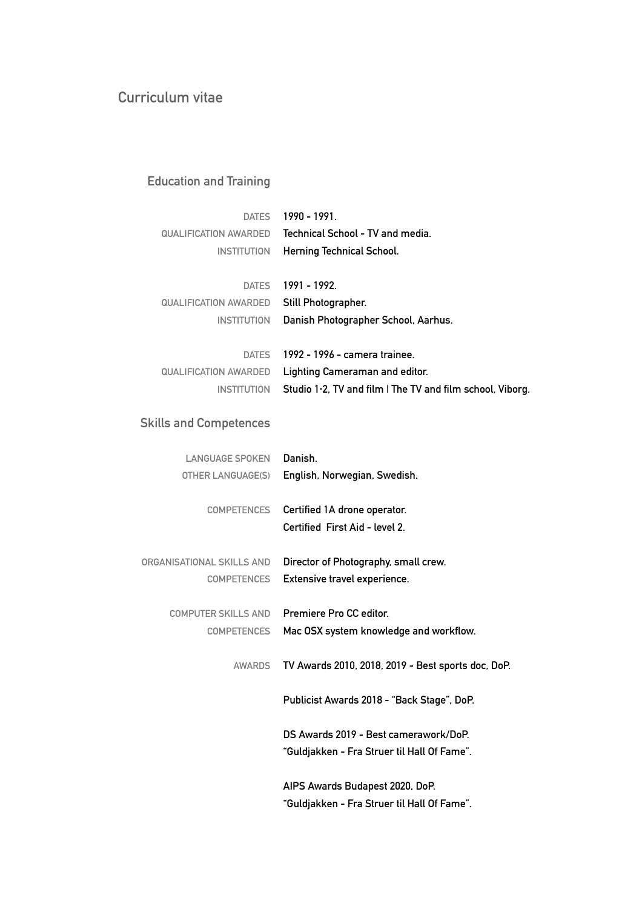# Curriculum vitae

## Education and Training

| | |
|---|---|
| DATES | 1990 - 1991. |
| QUALIFICATION AWARDED | Technical School - TV and media. |
| INSTITUTION | Herning Technical School. |
| | |
| DATES | 1991 - 1992. |
| QUALIFICATION AWARDED | Still Photographer. |
| INSTITUTION | Danish Photographer School, Aarhus. |
| | |
| DATES | 1992 - 1996 - camera trainee. |
| QUALIFICATION AWARDED | Lighting Cameraman and editor. |
| INSTITUTION | Studio 1·2, TV and film I The TV and film school, Viborg. |

## Skills and Competences

| | |
|---|---|
| LANGUAGE SPOKEN | Danish. |
| OTHER LANGUAGE(S) | English, Norwegian, Swedish. |
| | |
| COMPETENCES | Certified 1A drone operator.<br>Certified First Aid - level 2. |
| | |
| ORGANISATIONAL SKILLS AND COMPETENCES | Director of Photography, small crew.<br>Extensive travel experience. |
| | |
| COMPUTER SKILLS AND COMPETENCES | Premiere Pro CC editor.<br>Mac OSX system knowledge and workflow. |
| | |
| AWARDS | TV Awards 2010, 2018, 2019 - Best sports doc, DoP. |
| | Publicist Awards 2018 - "Back Stage", DoP. |
| | DS Awards 2019 - Best camerawork/DoP.<br>"Guldjakken - Fra Struer til Hall Of Fame". |
| | AIPS Awards Budapest 2020, DoP.<br>"Guldjakken - Fra Struer til Hall Of Fame". |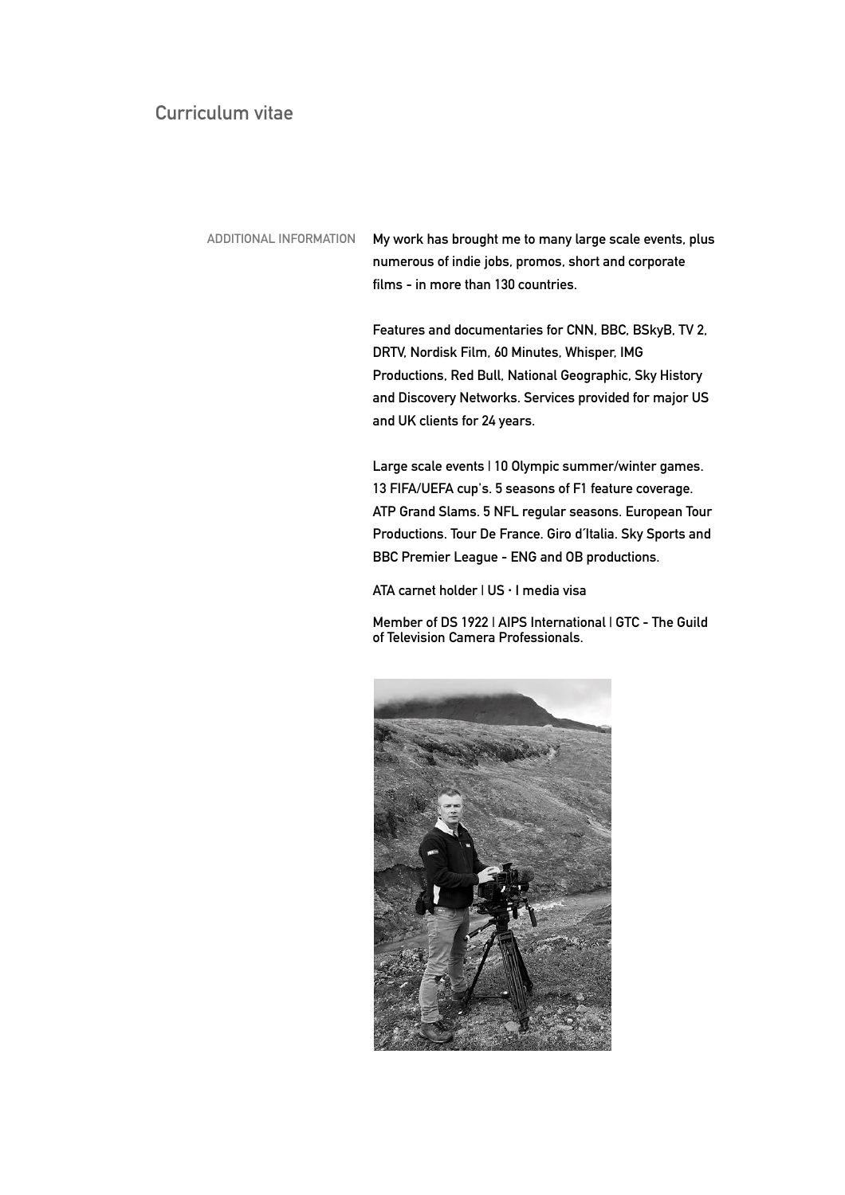# Curriculum vitae

ADDITIONAL INFORMATION

My work has brought me to many large scale events, plus numerous of indie jobs, promos, short and corporate films - in more than 130 countries.

Features and documentaries for CNN, BBC, BSkyB, TV 2, DRTV, Nordisk Film, 60 Minutes, Whisper, IMG Productions, Red Bull, National Geographic, Sky History and Discovery Networks. Services provided for major US and UK clients for 24 years.

Large scale events | 10 Olympic summer/winter games. 13 FIFA/UEFA cup's. 5 seasons of F1 feature coverage. ATP Grand Slams. 5 NFL regular seasons. European Tour Productions. Tour De France. Giro d´Italia. Sky Sports and BBC Premier League - ENG and OB productions.

ATA carnet holder | US • I media visa

Member of DS 1922 | AIPS International | GTC - The Guild of Television Camera Professionals.